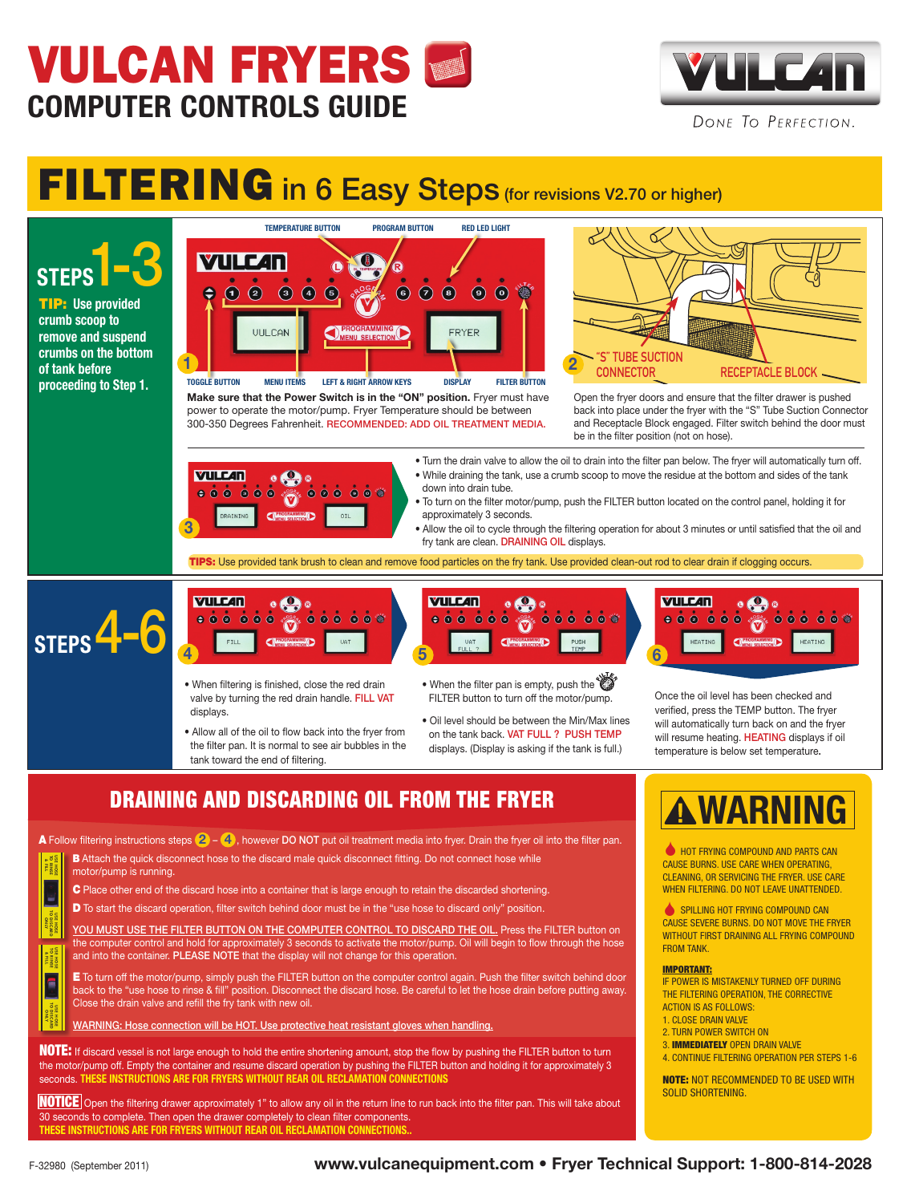# VULCAN FRYERS

## COMPUTER CONTROLS GUIDE

VULCAN — DONE TO PERFECTION.

# FILTERING in 6 Easy Steps (for revisions V2.70 or higher)

## STEPS 1-3

**TIP:** Use provided crumb scoop to remove and suspend crumbs on the bottom of tank before proceeding to Step 1.

TEMPERATURE BUTTON | PROGRAM BUTTON | RED LED LIGHT

TOGGLE BUTTON | MENU ITEMS | LEFT & RIGHT ARROW KEYS | DISPLAY | FILTER BUTTON

VULCAN | PROGRAMMING MENU SELECTION | FRYER

**1** **Make sure that the Power Switch is in the "ON" position.** Fryer must have power to operate the motor/pump. Fryer Temperature should be between 300-350 Degrees Fahrenheit. RECOMMENDED: ADD OIL TREATMENT MEDIA.

**2** "S" TUBE SUCTION CONNECTOR | RECEPTACLE BLOCK

Open the fryer doors and ensure that the filter drawer is pushed back into place under the fryer with the "S" Tube Suction Connector and Receptacle Block engaged. Filter switch behind the door must be in the filter position (not on hose).

**3** DRAINING | OIL

- Turn the drain valve to allow the oil to drain into the filter pan below. The fryer will automatically turn off.
- While draining the tank, use a crumb scoop to move the residue at the bottom and sides of the tank down into drain tube.
- To turn on the filter motor/pump, push the FILTER button located on the control panel, holding it for approximately 3 seconds.
- Allow the oil to cycle through the filtering operation for about 3 minutes or until satisfied that the oil and fry tank are clean. DRAINING OIL displays.

**TIPS:** Use provided tank brush to clean and remove food particles on the fry tank. Use provided clean-out rod to clear drain if clogging occurs.

## STEPS 4-6

**4** FILL | VAT

- When filtering is finished, close the red drain valve by turning the red drain handle. FILL VAT displays.
- Allow all of the oil to flow back into the fryer from the filter pan. It is normal to see air bubbles in the tank toward the end of filtering.

**5** VAT FULL ? | PUSH TEMP

- When the filter pan is empty, push the FILTER button to turn off the motor/pump.
- Oil level should be between the Min/Max lines on the tank back. VAT FULL ? PUSH TEMP displays. (Display is asking if the tank is full.)

**6** HEATING | HEATING

Once the oil level has been checked and verified, press the TEMP button. The fryer will automatically turn back on and the fryer will resume heating. HEATING displays if oil temperature is below set temperature.

## DRAINING AND DISCARDING OIL FROM THE FRYER

**A** Follow filtering instructions steps 2 – 4, however **DO NOT** put oil treatment media into fryer. Drain the fryer oil into the filter pan.

**B** Attach the quick disconnect hose to the discard male quick disconnect fitting. Do not connect hose while motor/pump is running.

**C** Place other end of the discard hose into a container that is large enough to retain the discarded shortening.

**D** To start the discard operation, filter switch behind door must be in the "use hose to discard only" position.

YOU MUST USE THE FILTER BUTTON ON THE COMPUTER CONTROL TO DISCARD THE OIL. Press the FILTER button on the computer control and hold for approximately 3 seconds to activate the motor/pump. Oil will begin to flow through the hose and into the container. PLEASE NOTE that the display will not change for this operation.

**E** To turn off the motor/pump, simply push the FILTER button on the computer control again. Push the filter switch behind door back to the "use hose to rinse & fill" position. Disconnect the discard hose. Be careful to let the hose drain before putting away. Close the drain valve and refill the fry tank with new oil.

WARNING: Hose connection will be HOT. Use protective heat resistant gloves when handling.

**NOTE:** If discard vessel is not large enough to hold the entire shortening amount, stop the flow by pushing the FILTER button to turn the motor/pump off. Empty the container and resume discard operation by pushing the FILTER button and holding it for approximately 3 seconds. THESE INSTRUCTIONS ARE FOR FRYERS WITHOUT REAR OIL RECLAMATION CONNECTIONS

**NOTICE** Open the filtering drawer approximately 1" to allow any oil in the return line to run back into the filter pan. This will take about 30 seconds to complete. Then open the drawer completely to clean filter components.
THESE INSTRUCTIONS ARE FOR FRYERS WITHOUT REAR OIL RECLAMATION CONNECTIONS..

## ⚠ WARNING

HOT FRYING COMPOUND AND PARTS CAN CAUSE BURNS. USE CARE WHEN OPERATING, CLEANING, OR SERVICING THE FRYER. USE CARE WHEN FILTERING. DO NOT LEAVE UNATTENDED.

SPILLING HOT FRYING COMPOUND CAN CAUSE SEVERE BURNS. DO NOT MOVE THE FRYER WITHOUT FIRST DRAINING ALL FRYING COMPOUND FROM TANK.

**IMPORTANT:**
IF POWER IS MISTAKENLY TURNED OFF DURING THE FILTERING OPERATION, THE CORRECTIVE ACTION IS AS FOLLOWS:
1. CLOSE DRAIN VALVE
2. TURN POWER SWITCH ON
3. **IMMEDIATELY** OPEN DRAIN VALVE
4. CONTINUE FILTERING OPERATION PER STEPS 1-6

**NOTE:** NOT RECOMMENDED TO BE USED WITH SOLID SHORTENING.

F-32980 (September 2011)

www.vulcanequipment.com • Fryer Technical Support: 1-800-814-2028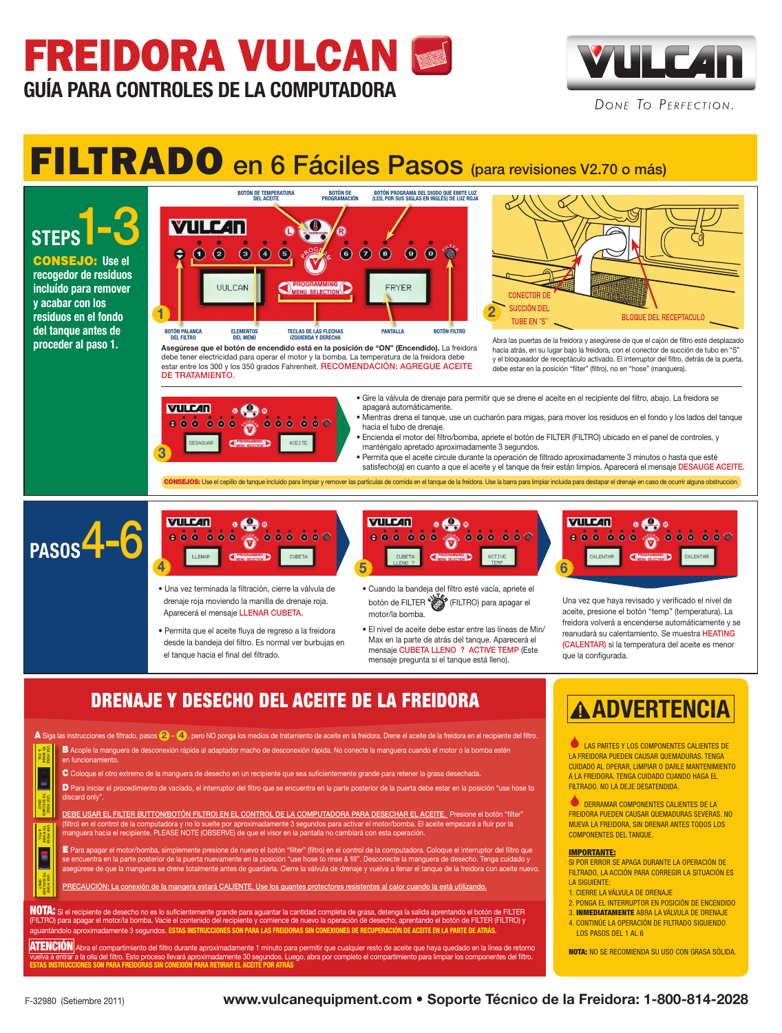# FREIDORA VULCAN

## GUÍA PARA CONTROLES DE LA COMPUTADORA

VULCAN

DONE TO PERFECTION.

# FILTRADO en 6 Fáciles Pasos (para revisiones V2.70 o más)

## STEPS 1-3

**CONSEJO:** Use el recogedor de residuos incluido para remover y acabar con los residuos en el fondo del tanque antes de proceder al paso 1.

BOTÓN DE TEMPERATURA DEL ACEITE

BOTÓN DE PROGRAMACIÓN

BOTÓN PROGRAMA DEL DIODO QUE EMITE LUZ (LED, POR SUS SIGLAS EN INGLES) DE LUZ ROJA

BOTÓN PALANCA DEL FILTRO

ELEMENTOS DEL MENÚ

TECLAS DE LAS FLECHAS IZQUIERDA Y DERECHA

PANTALLA

BOTÓN FILTRO

VULCAN

FRYER

PROGRAMMING MENU SELECTION

**1** Asegúrese que el botón de encendido está en la posición de "ON" (Encendido). La freidora debe tener electricidad para operar el motor y la bomba. La temperatura de la freidora debe estar entre los 300 y los 350 grados Fahrenheit. RECOMENDACIÓN: AGREGUE ACEITE DE TRATAMIENTO.

CONECTOR DE SUCCIÓN DEL TUBE EN "S"

BLOQUE DEL RECEPTACULO

**2** Abra las puertas de la freidora y asegúrese de que el cajón de filtro esté desplazado hacia atrás, en su lugar bajo la freidora, con el conector de succión de tubo en "S" y el bloqueador de receptáculo activado. El interruptor del filtro, detrás de la puerta, debe estar en la posición "filter" (filtro), no en "hose" (manguera).

**3** DESAGUE — ACEITE

- Gire la válvula de drenaje para permitir que se drene el aceite en el recipiente del filtro, abajo. La freidora se apagará automáticamente.
- Mientras drena el tanque, use un cucharón para migas, para mover los residuos en el fondo y los lados del tanque hacia el tubo de drenaje.
- Encienda el motor del filtro/bomba, apriete el botón de FILTER (FILTRO) ubicado en el panel de controles, y manténgalo apretado aproximadamente 3 segundos.
- Permita que el aceite circule durante la operación de filtrado aproximadamente 3 minutos o hasta que esté satisfecho(a) en cuanto a que el aceite y el tanque de freir están limpios. Aparecerá el mensaje DESAUGE ACEITE.

**CONSEJOS:** Use el cepillo de tanque incluido para limpiar y remover las partículas de comida en el tanque de la freidora. Use la barra para limpiar incluida para destapar el drenaje en caso de ocurrir alguna obstrucción.

## PASOS 4-6

**4** LLENAR — CUBETA

- Una vez terminada la filtración, cierre la válvula de drenaje roja moviendo la manilla de drenaje roja. Aparecerá el mensaje LLENAR CUBETA.
- Permita que el aceite fluya de regreso a la freidora desde la bandeja del filtro. Es normal ver burbujas en el tanque hacia el final del filtrado.

**5** CUBETA LLENO ? — ACTIVE TEMP

- Cuando la bandeja del filtro esté vacía, apriete el botón de FILTER (FILTRO) para apagar el motor/la bomba.
- El nivel de aceite debe estar entre las líneas de Min/Max en la parte de atrás del tanque. Aparecerá el mensaje CUBETA LLENO ? ACTIVE TEMP (Este mensaje pregunta si el tanque está lleno).

**6** CALENTAR — CALENTAR

Una vez que haya revisado y verificado el nivel de aceite, presione el botón "temp" (temperatura). La freidora volverá a encenderse automáticamente y se reanudará su calentamiento. Se muestra HEATING (CALENTAR) si la temperatura del aceite es menor que la configurada.

## DRENAJE Y DESECHO DEL ACEITE DE LA FREIDORA

**A** Siga las instrucciones de filtrado, pasos 2 – 4, pero NO ponga los medios de tratamiento de aceite en la freidora. Drene el aceite de la freidora en el recipiente del filtro.

**B** Acople la manguera de desconexión rápida al adaptador macho de desconexión rápida. No conecte la manguera cuando el motor o la bomba estén en funcionamiento.

**C** Coloque el otro extremo de la manguera de desecho en un recipiente que sea suficientemente grande para retener la grasa desechada.

**D** Para iniciar el procedimiento de vaciado, el interruptor del filtro que se encuentra en la parte posterior de la puerta debe estar en la posición "use hose to discard only".

DEBE USAR EL FILTER BUTTON(BOTÓN FILTRO) EN EL CONTROL DE LA COMPUTADORA PARA DESECHAR EL ACEITE. Presione el botón "filter" (filtro) en el control de la computadora y no lo suelte por aproximadamente 3 segundos para activar el motor/bomba. El aceite empezará a fluir por la manguera hacia el recipiente. PLEASE NOTE (OBSERVE) de que el visor en la pantalla no cambiará con esta operación.

**E** Para apagar el motor/bomba, simplemente presione de nuevo el botón "filter" (filtro) en el control de la computadora. Coloque el interruptor del filtro que se encuentra en la parte posterior de la puerta nuevamente en la posición "use hose to rinse & fill". Desconecte la manguera de desecho. Tenga cuidado y asegúrese de que la manguera se drene totalmente antes de guardarla. Cierre la válvula de drenaje y vuelva a llenar el tanque de la freidora con aceite nuevo.

PRECAUCIÓN: La conexión de la manguera estará CALIENTE. Use los guantes protectores resistentes al calor cuando la está utilizando.

**NOTA:** Si el recipiente de desecho no es lo suficientemente grande para aguantar la cantidad completa de grasa, detenga la salida apretando el botón de FILTER (FILTRO) para apagar el motor/la bomba. Vacíe el contenido del recipiente y comience de nuevo la operación de desecho, apretando el botón de FILTER (FILTRO) y aguantándolo aproximadamente 3 segundos. ESTAS INSTRUCCIONES SON PARA LAS FREIDORAS SIN CONEXIONES DE RECUPERACIÓN DE ACEITE EN LA PARTE DE ATRÁS.

**ATENCIÓN** Abra el compartimiento del filtro durante aproximadamente 1 minuto para permitir que cualquier resto de aceite que haya quedado en la línea de retorno vuelva a entrar a la olla del filtro. Esto proceso llevará aproximadamente 30 segundos. Luego, abra por completo el compartimiento para limpiar los componentes del filtro. ESTAS INSTRUCCIONES SON PARA FREIDORAS SIN CONEXIÓN PARA RETIRAR EL ACEITE POR ATRÁS

## ⚠ ADVERTENCIA

LAS PARTES Y LOS COMPONENTES CALIENTES DE LA FREIDORA PUEDEN CAUSAR QUEMADURAS SEVERAS. TENGA CUIDADO AL OPERAR, LIMPIAR O DARLE MANTENIMIENTO A LA FREIDORA. TENGA CUIDADO CUANDO HAGA EL FILTRADO. NO LA DEJE DESATENDIDA.

DERRAMAR COMPONENTES CALIENTES DE LA FREIDORA PUEDEN CAUSAR QUEMADURAS SEVERAS. NO MUEVA LA FREIDORA, SIN DRENAR ANTES TODOS LOS COMPONENTES DEL TANQUE.

**IMPORTANTE:**
SI POR ERROR SE APAGA DURANTE LA OPERACIÓN DE FILTRADO, LA ACCIÓN PARA CORREGIR LA SITUACIÓN ES LA SIGUIENTE:

1. CIERRE LA VÁLVULA DE DRENAJE
2. PONGA EL INTERRUPTOR EN POSICIÓN DE ENCENDIDO
3. **INMEDIATAMENTE** ABRA LA VÁLVULA DE DRENAJE
4. CONTINÚE LA OPERACIÓN DE FILTRADO SIGUIENDO LOS PASOS DEL 1 AL 6

**NOTA:** NO SE RECOMIENDA SU USO CON GRASA SÓLIDA.

F-32980 (Setiembre 2011)

www.vulcanequipment.com • Soporte Técnico de la Freidora: 1-800-814-2028